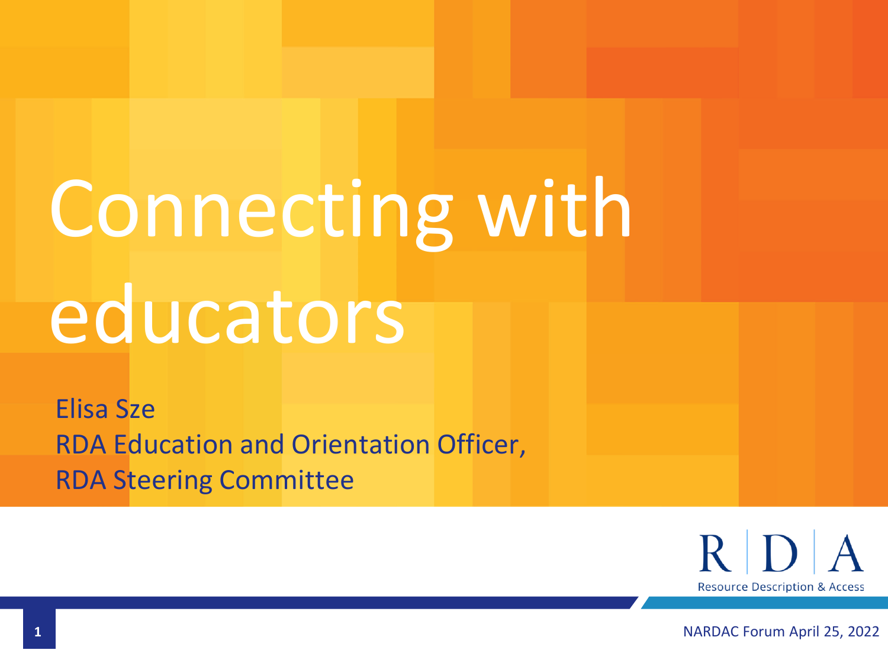# Connecting with educators

Elisa Sze
RDA Education and Orientation Officer,
RDA Steering Committee

RDA
Resource Description & Access

NARDAC Forum April 25, 2022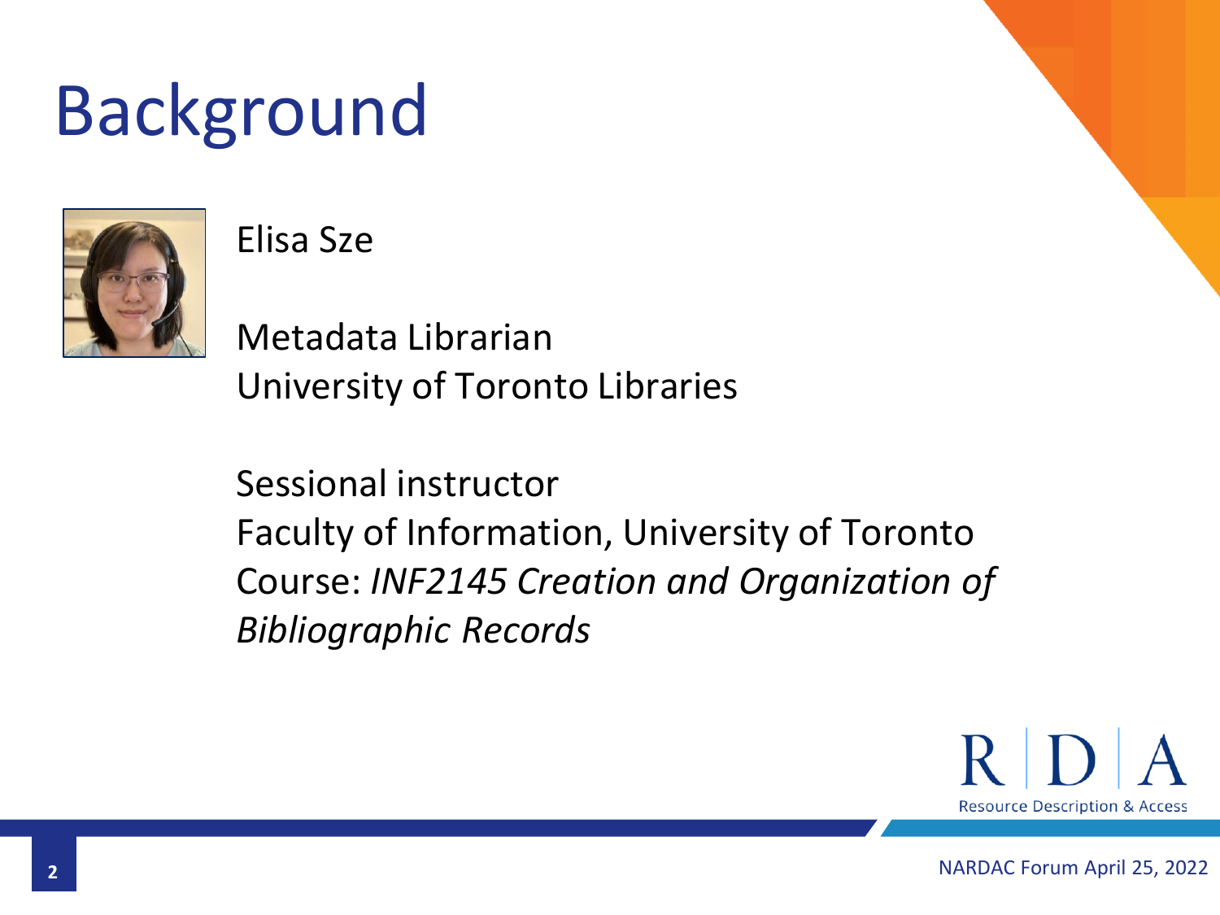# Background

Elisa Sze

Metadata Librarian
University of Toronto Libraries

Sessional instructor
Faculty of Information, University of Toronto
Course: *INF2145 Creation and Organization of Bibliographic Records*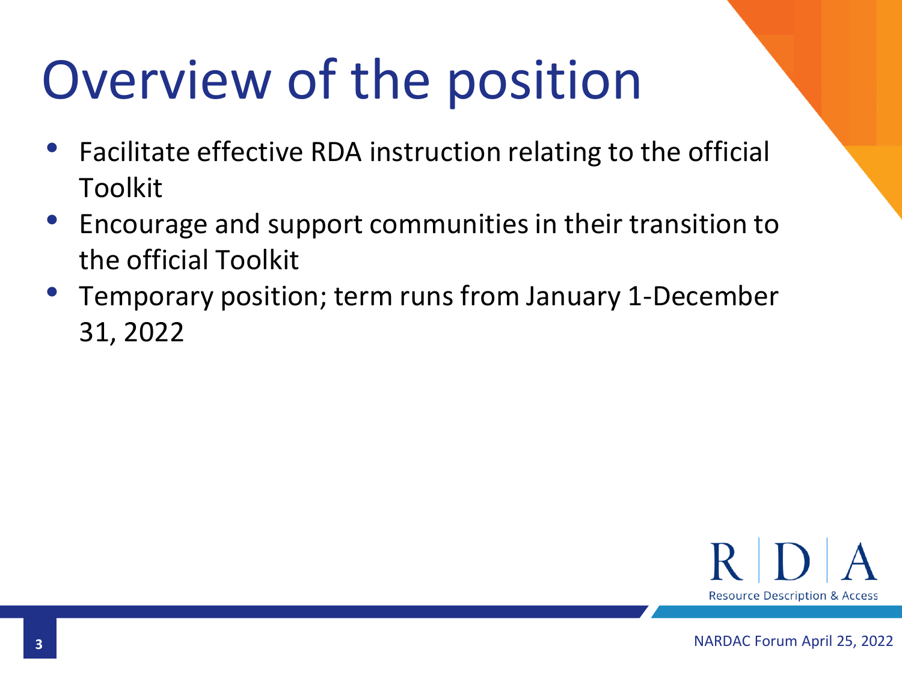# Overview of the position

- Facilitate effective RDA instruction relating to the official Toolkit
- Encourage and support communities in their transition to the official Toolkit
- Temporary position; term runs from January 1-December 31, 2022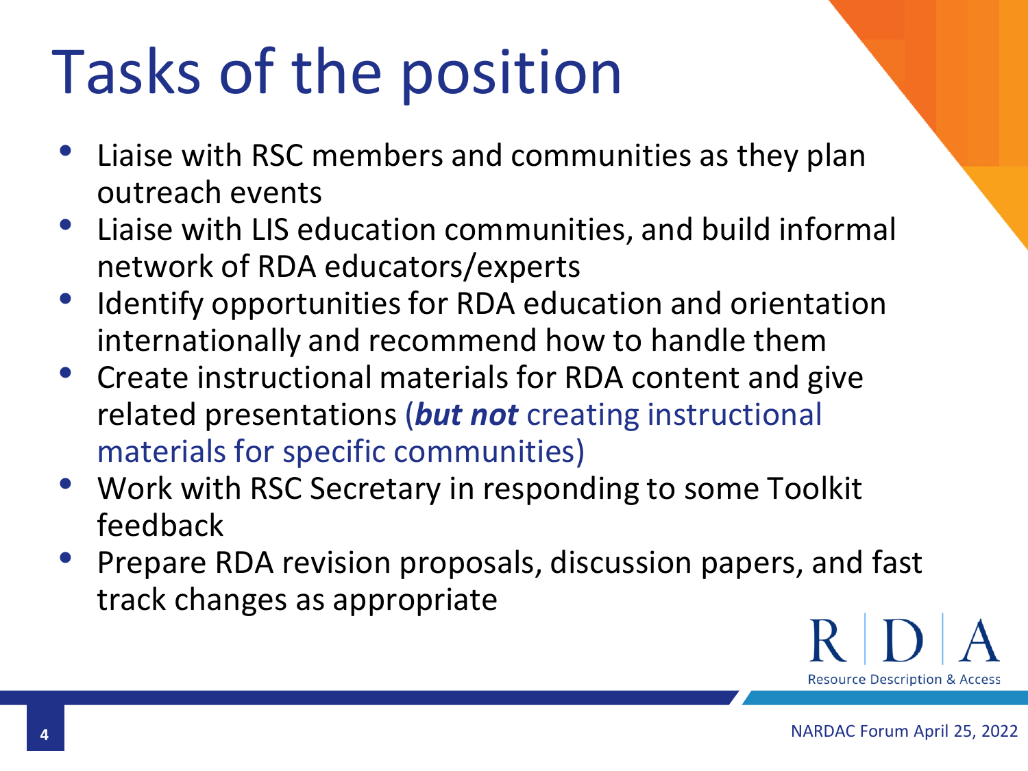# Tasks of the position

- Liaise with RSC members and communities as they plan outreach events
- Liaise with LIS education communities, and build informal network of RDA educators/experts
- Identify opportunities for RDA education and orientation internationally and recommend how to handle them
- Create instructional materials for RDA content and give related presentations (***but not*** creating instructional materials for specific communities)
- Work with RSC Secretary in responding to some Toolkit feedback
- Prepare RDA revision proposals, discussion papers, and fast track changes as appropriate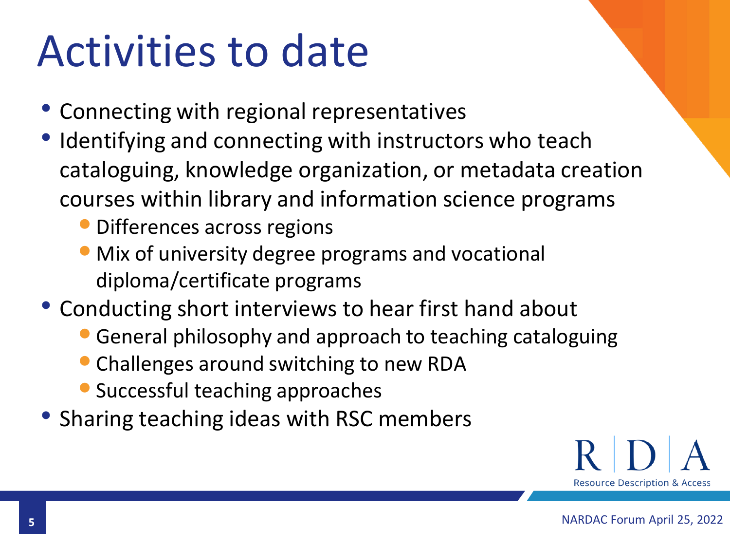# Activities to date

- Connecting with regional representatives
- Identifying and connecting with instructors who teach cataloguing, knowledge organization, or metadata creation courses within library and information science programs
  - Differences across regions
  - Mix of university degree programs and vocational diploma/certificate programs
- Conducting short interviews to hear first hand about
  - General philosophy and approach to teaching cataloguing
  - Challenges around switching to new RDA
  - Successful teaching approaches
- Sharing teaching ideas with RSC members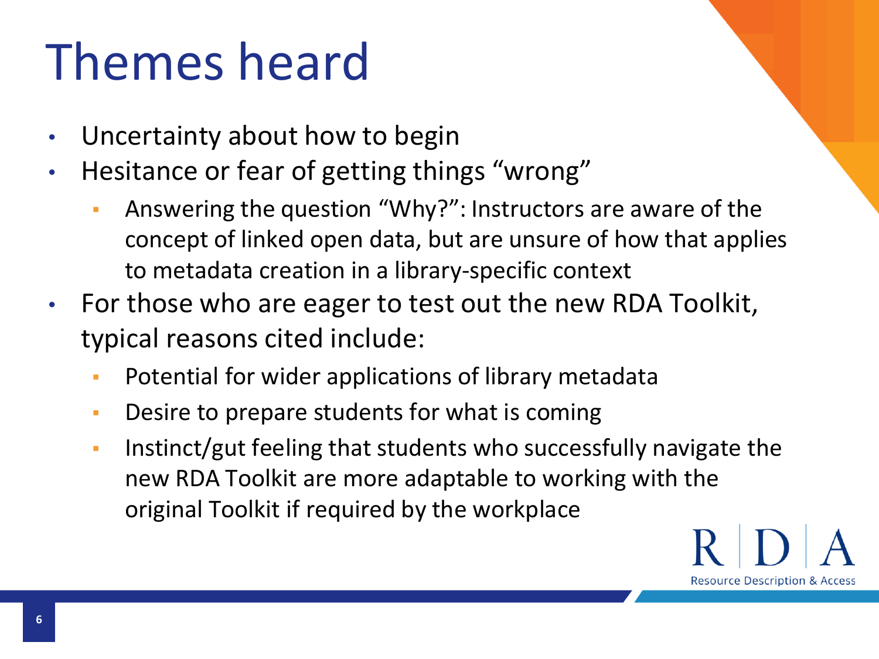# Themes heard

- Uncertainty about how to begin
- Hesitance or fear of getting things "wrong"
  - Answering the question "Why?": Instructors are aware of the concept of linked open data, but are unsure of how that applies to metadata creation in a library-specific context
- For those who are eager to test out the new RDA Toolkit, typical reasons cited include:
  - Potential for wider applications of library metadata
  - Desire to prepare students for what is coming
  - Instinct/gut feeling that students who successfully navigate the new RDA Toolkit are more adaptable to working with the original Toolkit if required by the workplace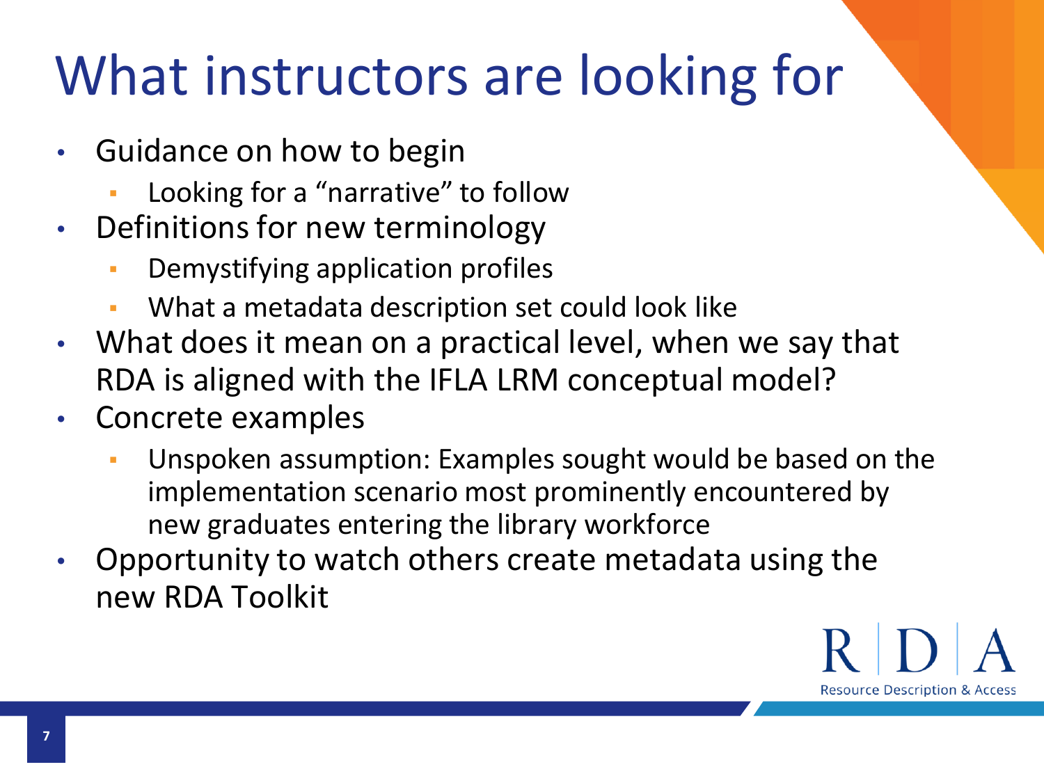# What instructors are looking for

- Guidance on how to begin
  - Looking for a "narrative" to follow
- Definitions for new terminology
  - Demystifying application profiles
  - What a metadata description set could look like
- What does it mean on a practical level, when we say that RDA is aligned with the IFLA LRM conceptual model?
- Concrete examples
  - Unspoken assumption: Examples sought would be based on the implementation scenario most prominently encountered by new graduates entering the library workforce
- Opportunity to watch others create metadata using the new RDA Toolkit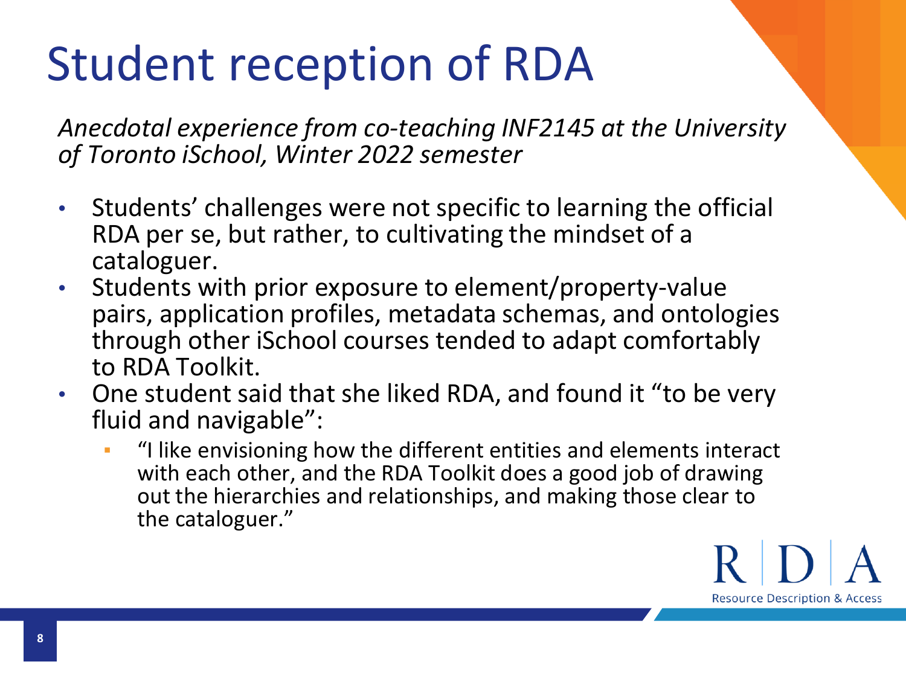# Student reception of RDA

*Anecdotal experience from co-teaching INF2145 at the University of Toronto iSchool, Winter 2022 semester*

- Students' challenges were not specific to learning the official RDA per se, but rather, to cultivating the mindset of a cataloguer.
- Students with prior exposure to element/property-value pairs, application profiles, metadata schemas, and ontologies through other iSchool courses tended to adapt comfortably to RDA Toolkit.
- One student said that she liked RDA, and found it "to be very fluid and navigable":
  - "I like envisioning how the different entities and elements interact with each other, and the RDA Toolkit does a good job of drawing out the hierarchies and relationships, and making those clear to the cataloguer."

RDA Resource Description & Access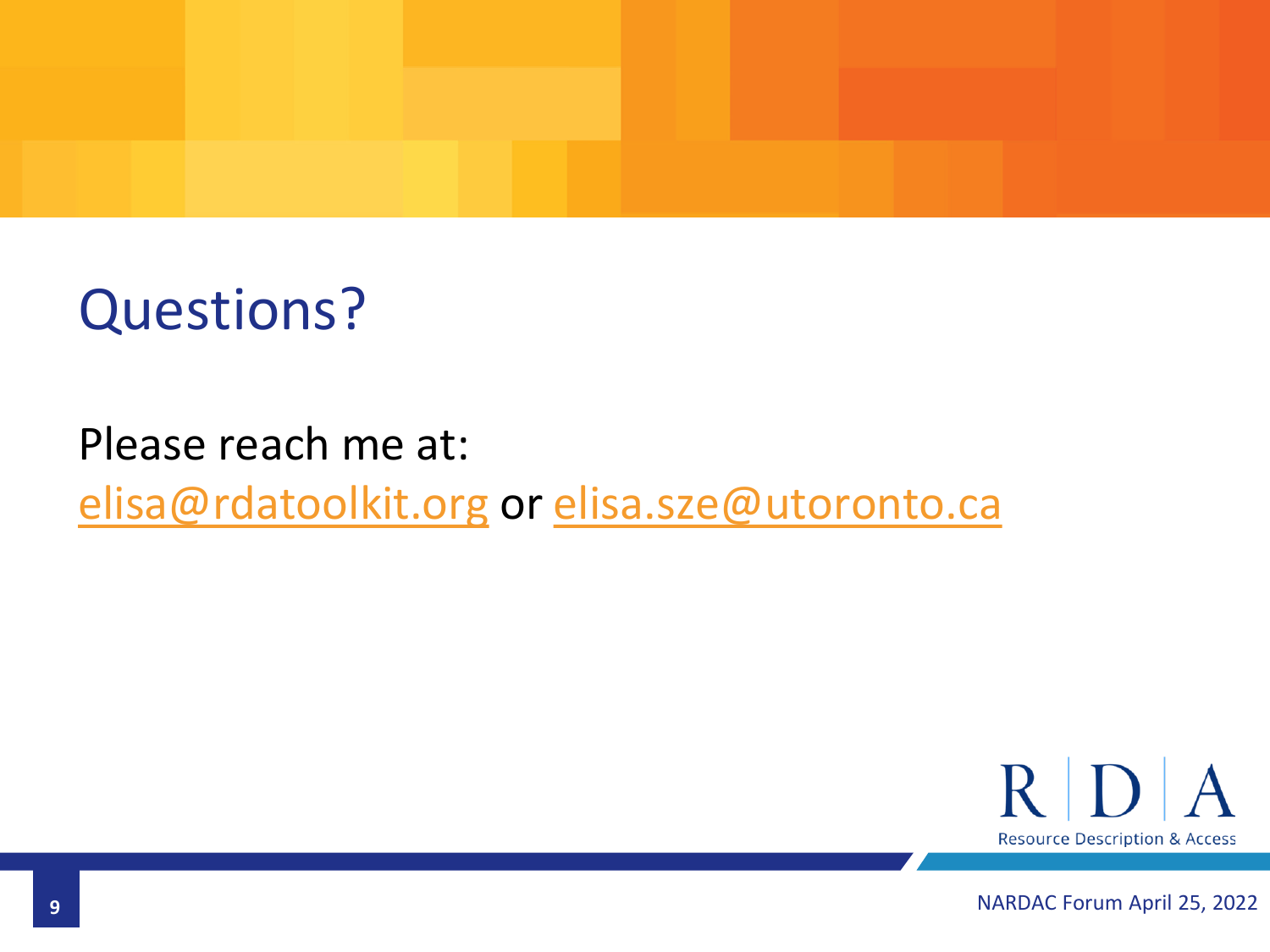# Questions?

Please reach me at:

elisa@rdatoolkit.org or elisa.sze@utoronto.ca

R | D | A

Resource Description & Access